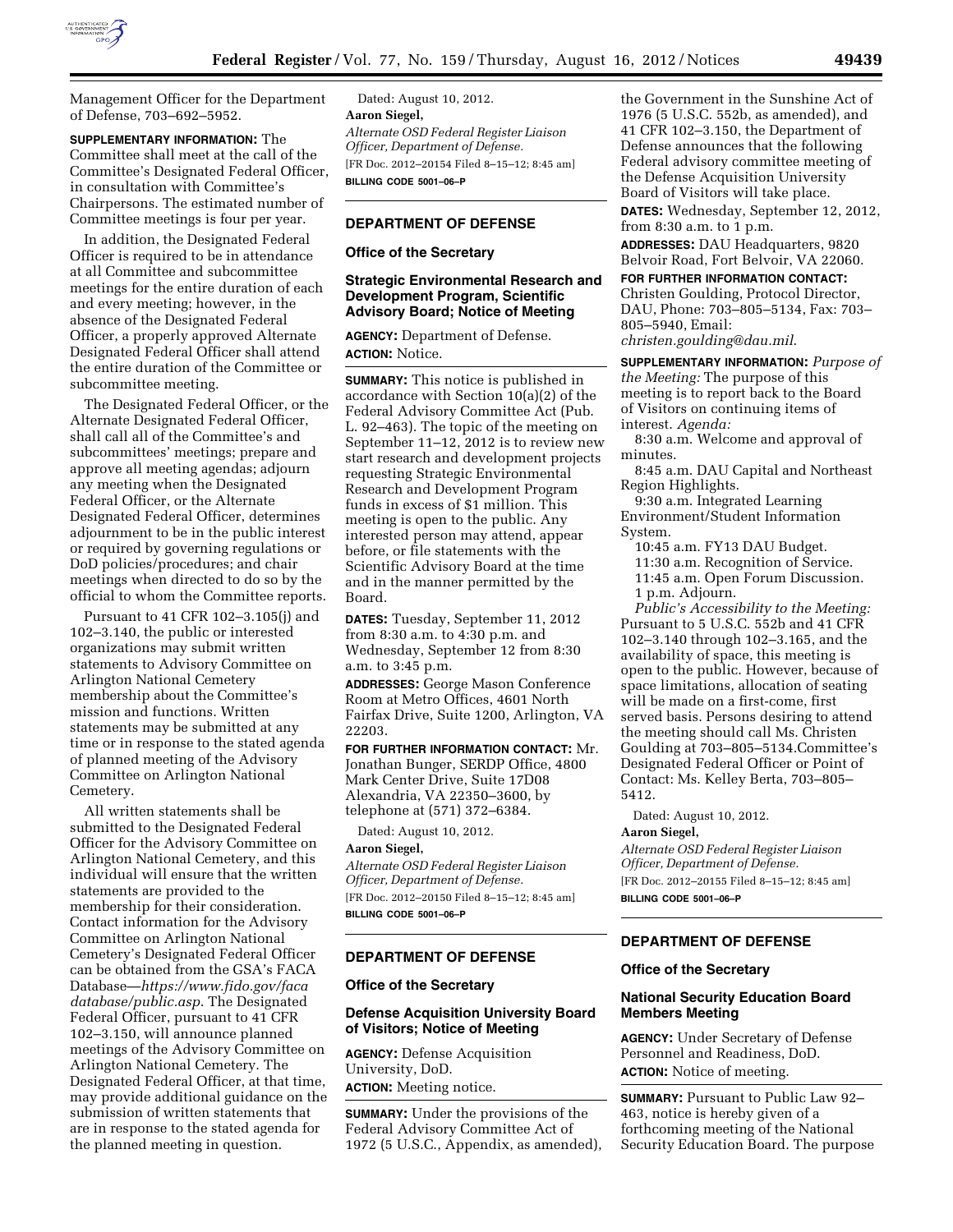Management Officer for the Department of Defense, 703–692–5952.

**SUPPLEMENTARY INFORMATION:** The Committee shall meet at the call of the Committee's Designated Federal Officer, in consultation with Committee's Chairpersons. The estimated number of Committee meetings is four per year.

In addition, the Designated Federal Officer is required to be in attendance at all Committee and subcommittee meetings for the entire duration of each and every meeting; however, in the absence of the Designated Federal Officer, a properly approved Alternate Designated Federal Officer shall attend the entire duration of the Committee or subcommittee meeting.

The Designated Federal Officer, or the Alternate Designated Federal Officer, shall call all of the Committee's and subcommittees' meetings; prepare and approve all meeting agendas; adjourn any meeting when the Designated Federal Officer, or the Alternate Designated Federal Officer, determines adjournment to be in the public interest or required by governing regulations or DoD policies/procedures; and chair meetings when directed to do so by the official to whom the Committee reports.

Pursuant to 41 CFR 102–3.105(j) and 102–3.140, the public or interested organizations may submit written statements to Advisory Committee on Arlington National Cemetery membership about the Committee's mission and functions. Written statements may be submitted at any time or in response to the stated agenda of planned meeting of the Advisory Committee on Arlington National Cemetery.

All written statements shall be submitted to the Designated Federal Officer for the Advisory Committee on Arlington National Cemetery, and this individual will ensure that the written statements are provided to the membership for their consideration. Contact information for the Advisory Committee on Arlington National Cemetery's Designated Federal Officer can be obtained from the GSA's FACA Database—*https://www.fido.gov/facadatabase/public.asp*. The Designated Federal Officer, pursuant to 41 CFR 102–3.150, will announce planned meetings of the Advisory Committee on Arlington National Cemetery. The Designated Federal Officer, at that time, may provide additional guidance on the submission of written statements that are in response to the stated agenda for the planned meeting in question.

Dated: August 10, 2012.

**Aaron Siegel,**

*Alternate OSD Federal Register Liaison Officer, Department of Defense.*

[FR Doc. 2012–20154 Filed 8–15–12; 8:45 am]

**BILLING CODE 5001–06–P**

---

## DEPARTMENT OF DEFENSE

### Office of the Secretary

### Strategic Environmental Research and Development Program, Scientific Advisory Board; Notice of Meeting

**AGENCY:** Department of Defense.

**ACTION:** Notice.

**SUMMARY:** This notice is published in accordance with Section 10(a)(2) of the Federal Advisory Committee Act (Pub. L. 92–463). The topic of the meeting on September 11–12, 2012 is to review new start research and development projects requesting Strategic Environmental Research and Development Program funds in excess of $1 million. This meeting is open to the public. Any interested person may attend, appear before, or file statements with the Scientific Advisory Board at the time and in the manner permitted by the Board.

**DATES:** Tuesday, September 11, 2012 from 8:30 a.m. to 4:30 p.m. and Wednesday, September 12 from 8:30 a.m. to 3:45 p.m.

**ADDRESSES:** George Mason Conference Room at Metro Offices, 4601 North Fairfax Drive, Suite 1200, Arlington, VA 22203.

**FOR FURTHER INFORMATION CONTACT:** Mr. Jonathan Bunger, SERDP Office, 4800 Mark Center Drive, Suite 17D08 Alexandria, VA 22350–3600, by telephone at (571) 372–6384.

Dated: August 10, 2012.

**Aaron Siegel,**

*Alternate OSD Federal Register Liaison Officer, Department of Defense.*

[FR Doc. 2012–20150 Filed 8–15–12; 8:45 am]

**BILLING CODE 5001–06–P**

---

## DEPARTMENT OF DEFENSE

### Office of the Secretary

### Defense Acquisition University Board of Visitors; Notice of Meeting

**AGENCY:** Defense Acquisition University, DoD.

**ACTION:** Meeting notice.

**SUMMARY:** Under the provisions of the Federal Advisory Committee Act of 1972 (5 U.S.C., Appendix, as amended), the Government in the Sunshine Act of 1976 (5 U.S.C. 552b, as amended), and 41 CFR 102–3.150, the Department of Defense announces that the following Federal advisory committee meeting of the Defense Acquisition University Board of Visitors will take place.

**DATES:** Wednesday, September 12, 2012, from 8:30 a.m. to 1 p.m.

**ADDRESSES:** DAU Headquarters, 9820 Belvoir Road, Fort Belvoir, VA 22060.

**FOR FURTHER INFORMATION CONTACT:** Christen Goulding, Protocol Director, DAU, Phone: 703–805–5134, Fax: 703–805–5940, Email: *christen.goulding@dau.mil*.

**SUPPLEMENTARY INFORMATION:** *Purpose of the Meeting:* The purpose of this meeting is to report back to the Board of Visitors on continuing items of interest. *Agenda:*

8:30 a.m. Welcome and approval of minutes.

8:45 a.m. DAU Capital and Northeast Region Highlights.

9:30 a.m. Integrated Learning Environment/Student Information System.

10:45 a.m. FY13 DAU Budget.

11:30 a.m. Recognition of Service.

11:45 a.m. Open Forum Discussion.

1 p.m. Adjourn.

*Public's Accessibility to the Meeting:* Pursuant to 5 U.S.C. 552b and 41 CFR 102–3.140 through 102–3.165, and the availability of space, this meeting is open to the public. However, because of space limitations, allocation of seating will be made on a first-come, first served basis. Persons desiring to attend the meeting should call Ms. Christen Goulding at 703–805–5134.Committee's Designated Federal Officer or Point of Contact: Ms. Kelley Berta, 703–805–5412.

Dated: August 10, 2012.

**Aaron Siegel,**

*Alternate OSD Federal Register Liaison Officer, Department of Defense.*

[FR Doc. 2012–20155 Filed 8–15–12; 8:45 am]

**BILLING CODE 5001–06–P**

---

## DEPARTMENT OF DEFENSE

### Office of the Secretary

### National Security Education Board Members Meeting

**AGENCY:** Under Secretary of Defense Personnel and Readiness, DoD.

**ACTION:** Notice of meeting.

**SUMMARY:** Pursuant to Public Law 92–463, notice is hereby given of a forthcoming meeting of the National Security Education Board. The purpose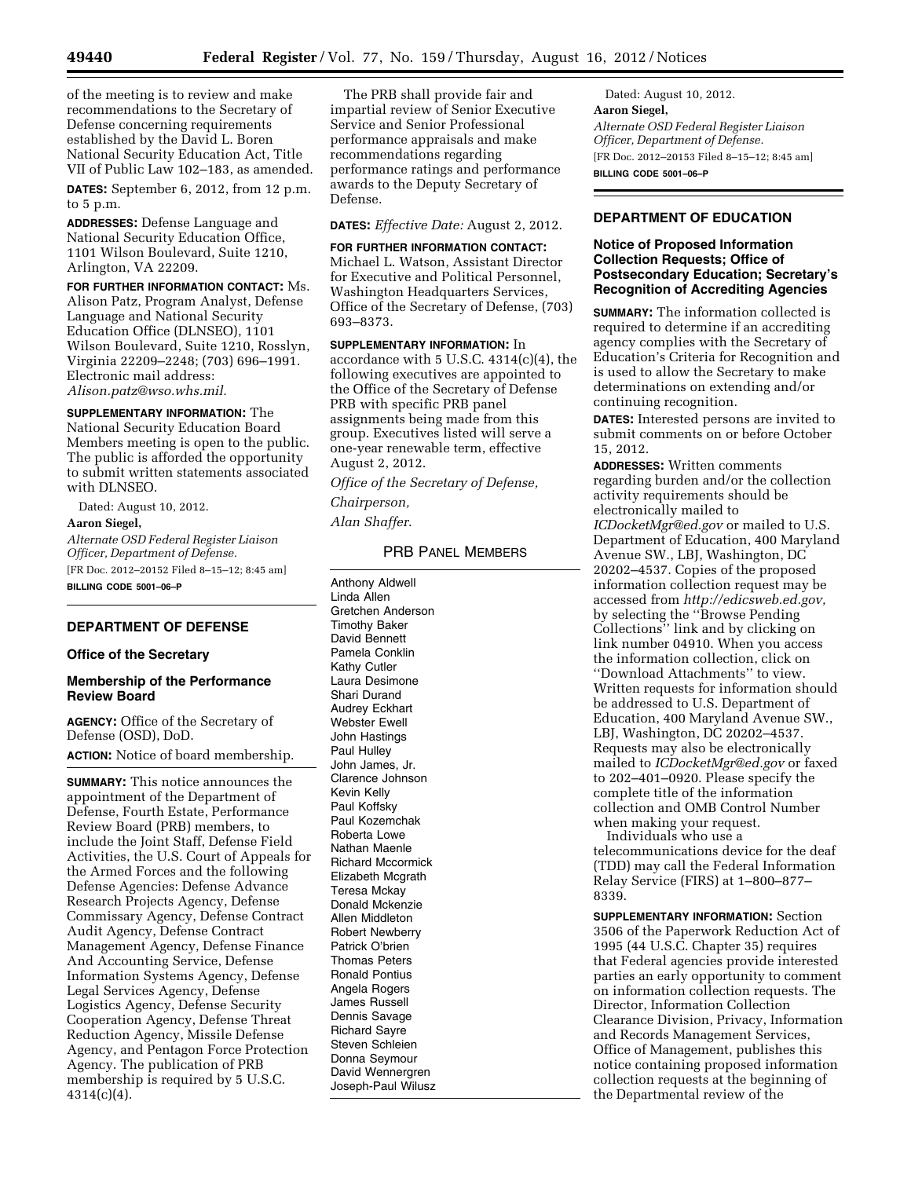of the meeting is to review and make recommendations to the Secretary of Defense concerning requirements established by the David L. Boren National Security Education Act, Title VII of Public Law 102–183, as amended.

**DATES:** September 6, 2012, from 12 p.m. to 5 p.m.

**ADDRESSES:** Defense Language and National Security Education Office, 1101 Wilson Boulevard, Suite 1210, Arlington, VA 22209.

**FOR FURTHER INFORMATION CONTACT:** Ms. Alison Patz, Program Analyst, Defense Language and National Security Education Office (DLNSEO), 1101 Wilson Boulevard, Suite 1210, Rosslyn, Virginia 22209–2248; (703) 696–1991. Electronic mail address: *Alison.patz@wso.whs.mil.*

**SUPPLEMENTARY INFORMATION:** The National Security Education Board Members meeting is open to the public. The public is afforded the opportunity to submit written statements associated with DLNSEO.

Dated: August 10, 2012.

**Aaron Siegel,**

*Alternate OSD Federal Register Liaison Officer, Department of Defense.*

[FR Doc. 2012–20152 Filed 8–15–12; 8:45 am]

**BILLING CODE 5001–06–P**

## DEPARTMENT OF DEFENSE

### Office of the Secretary

### Membership of the Performance Review Board

**AGENCY:** Office of the Secretary of Defense (OSD), DoD.

**ACTION:** Notice of board membership.

**SUMMARY:** This notice announces the appointment of the Department of Defense, Fourth Estate, Performance Review Board (PRB) members, to include the Joint Staff, Defense Field Activities, the U.S. Court of Appeals for the Armed Forces and the following Defense Agencies: Defense Advance Research Projects Agency, Defense Commissary Agency, Defense Contract Audit Agency, Defense Contract Management Agency, Defense Finance And Accounting Service, Defense Information Systems Agency, Defense Legal Services Agency, Defense Logistics Agency, Defense Security Cooperation Agency, Defense Threat Reduction Agency, Missile Defense Agency, and Pentagon Force Protection Agency. The publication of PRB membership is required by 5 U.S.C. 4314(c)(4).

The PRB shall provide fair and impartial review of Senior Executive Service and Senior Professional performance appraisals and make recommendations regarding performance ratings and performance awards to the Deputy Secretary of Defense.

**DATES:** *Effective Date:* August 2, 2012.

**FOR FURTHER INFORMATION CONTACT:** Michael L. Watson, Assistant Director for Executive and Political Personnel, Washington Headquarters Services, Office of the Secretary of Defense, (703) 693–8373.

**SUPPLEMENTARY INFORMATION:** In accordance with 5 U.S.C. 4314(c)(4), the following executives are appointed to the Office of the Secretary of Defense PRB with specific PRB panel assignments being made from this group. Executives listed will serve a one-year renewable term, effective August 2, 2012.

*Office of the Secretary of Defense,*

*Chairperson,*

*Alan Shaffer.*

| PRB PANEL MEMBERS |
| --- |
| Anthony Aldwell |
| Linda Allen |
| Gretchen Anderson |
| Timothy Baker |
| David Bennett |
| Pamela Conklin |
| Kathy Cutler |
| Laura Desimone |
| Shari Durand |
| Audrey Eckhart |
| Webster Ewell |
| John Hastings |
| Paul Hulley |
| John James, Jr. |
| Clarence Johnson |
| Kevin Kelly |
| Paul Koffsky |
| Paul Kozemchak |
| Roberta Lowe |
| Nathan Maenle |
| Richard Mccormick |
| Elizabeth Mcgrath |
| Teresa Mckay |
| Donald Mckenzie |
| Allen Middleton |
| Robert Newberry |
| Patrick O'brien |
| Thomas Peters |
| Ronald Pontius |
| Angela Rogers |
| James Russell |
| Dennis Savage |
| Richard Sayre |
| Steven Schleien |
| Donna Seymour |
| David Wennergren |
| Joseph-Paul Wilusz |

Dated: August 10, 2012.

**Aaron Siegel,**

*Alternate OSD Federal Register Liaison Officer, Department of Defense.*

[FR Doc. 2012–20153 Filed 8–15–12; 8:45 am]

**BILLING CODE 5001–06–P**

## DEPARTMENT OF EDUCATION

### Notice of Proposed Information Collection Requests; Office of Postsecondary Education; Secretary's Recognition of Accrediting Agencies

**SUMMARY:** The information collected is required to determine if an accrediting agency complies with the Secretary of Education's Criteria for Recognition and is used to allow the Secretary to make determinations on extending and/or continuing recognition.

**DATES:** Interested persons are invited to submit comments on or before October 15, 2012.

**ADDRESSES:** Written comments regarding burden and/or the collection activity requirements should be electronically mailed to *ICDocketMgr@ed.gov* or mailed to U.S. Department of Education, 400 Maryland Avenue SW., LBJ, Washington, DC 20202–4537. Copies of the proposed information collection request may be accessed from *http://edicsweb.ed.gov,* by selecting the ''Browse Pending Collections'' link and by clicking on link number 04910. When you access the information collection, click on ''Download Attachments'' to view. Written requests for information should be addressed to U.S. Department of Education, 400 Maryland Avenue SW., LBJ, Washington, DC 20202–4537. Requests may also be electronically mailed to *ICDocketMgr@ed.gov* or faxed to 202–401–0920. Please specify the complete title of the information collection and OMB Control Number when making your request.

Individuals who use a telecommunications device for the deaf (TDD) may call the Federal Information Relay Service (FIRS) at 1–800–877–8339.

**SUPPLEMENTARY INFORMATION:** Section 3506 of the Paperwork Reduction Act of 1995 (44 U.S.C. Chapter 35) requires that Federal agencies provide interested parties an early opportunity to comment on information collection requests. The Director, Information Collection Clearance Division, Privacy, Information and Records Management Services, Office of Management, publishes this notice containing proposed information collection requests at the beginning of the Departmental review of the